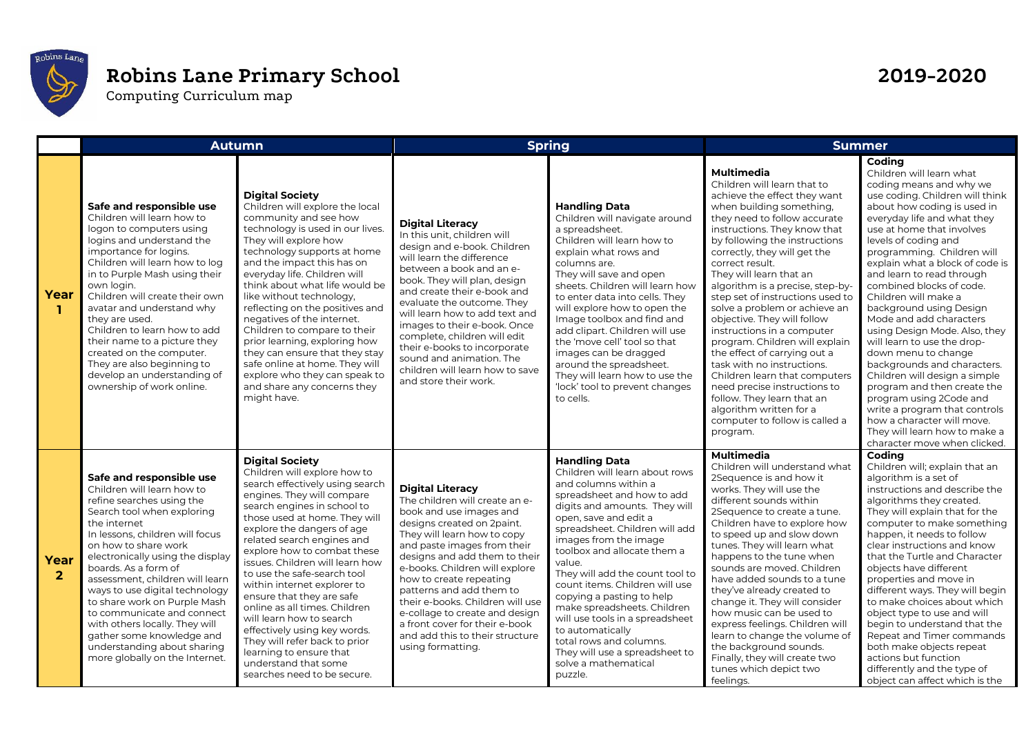# Robins Lane Primary School

Computing Curriculum map

**2019-2020**

| | Autumn | | Spring | | Summer | |
|---|---|---|---|---|---|---|
| **Year 1** | **Safe and responsible use** Children will learn how to logon to computers using logins and understand the importance for logins. Children will learn how to log in to Purple Mash using their own login. Children will create their own avatar and understand why they are used. Children to learn how to add their name to a picture they created on the computer. They are also beginning to develop an understanding of ownership of work online. | **Digital Society** Children will explore the local community and see how technology is used in our lives. They will explore how technology supports at home and the impact this has on everyday life. Children will think about what life would be like without technology, reflecting on the positives and negatives of the internet. Children to compare to their prior learning, exploring how they can ensure that they stay safe online at home. They will explore who they can speak to and share any concerns they might have. | **Digital Literacy** In this unit, children will design and e-book. Children will learn the difference between a book and an e-book. They will plan, design and create their e-book and evaluate the outcome. They will learn how to add text and images to their e-book. Once complete, children will edit their e-books to incorporate sound and animation. The children will learn how to save and store their work. | **Handling Data** Children will navigate around a spreadsheet. Children will learn how to explain what rows and columns are. They will save and open sheets. Children will learn how to enter data into cells. They will explore how to open the Image toolbox and find and add clipart. Children will use the 'move cell' tool so that images can be dragged around the spreadsheet. They will learn how to use the 'lock' tool to prevent changes to cells. | **Multimedia** Children will learn that to achieve the effect they want when building something, they need to follow accurate instructions. They know that by following the instructions correctly, they will get the correct result. They will learn that an algorithm is a precise, step-by-step set of instructions used to solve a problem or achieve an objective. They will follow instructions in a computer program. Children will explain the effect of carrying out a task with no instructions. Children learn that computers need precise instructions to follow. They learn that an algorithm written for a computer to follow is called a program. | **Coding** Children will learn what coding means and why we use coding. Children will think about how coding is used in everyday life and what they use at home that involves levels of coding and programming. Children will explain what a block of code is and learn to read through combined blocks of code. Children will make a background using Design Mode and add characters using Design Mode. Also, they will learn to use the drop-down menu to change backgrounds and characters. Children will design a simple program and then create the program using 2Code and write a program that controls how a character will move. They will learn how to make a character move when clicked. |
| **Year 2** | **Safe and responsible use** Children will learn how to refine searches using the Search tool when exploring the internet In lessons, children will focus on how to share work electronically using the display boards. As a form of assessment, children will learn ways to use digital technology to share work on Purple Mash to communicate and connect with others locally. They will gather some knowledge and understanding about sharing more globally on the Internet. | **Digital Society** Children will explore how to search effectively using search engines. They will compare search engines in school to those used at home. They will explore the dangers of age related search engines and explore how to combat these issues. Children will learn how to use the safe-search tool within internet explorer to ensure that they are safe online at all times. Children will learn how to search effectively using key words. They will refer back to prior learning to ensure that understand that some searches need to be secure. | **Digital Literacy** The children will create an e-book and use images and designs created on 2paint. They will learn how to copy and paste images from their designs and add them to their e-books. Children will explore how to create repeating patterns and add them to their e-books. Children will use e-collage to create and design a front cover for their e-book and add this to their structure using formatting. | **Handling Data** Children will learn about rows and columns within a spreadsheet and how to add digits and amounts. They will open, save and edit a spreadsheet. Children will add images from the image toolbox and allocate them a value. They will add the count tool to count items. Children will use copying a pasting to help make spreadsheets. Children will use tools in a spreadsheet to automatically total rows and columns. They will use a spreadsheet to solve a mathematical puzzle. | **Multimedia** Children will understand what 2Sequence is and how it works. They will use the different sounds within 2Sequence to create a tune. Children have to explore how to speed up and slow down tunes. They will learn what happens to the tune when sounds are moved. Children have added sounds to a tune they've already created to change it. They will consider how music can be used to express feelings. Children will learn to change the volume of the background sounds. Finally, they will create two tunes which depict two feelings. | **Coding** Children will; explain that an algorithm is a set of instructions and describe the algorithms they created. They will explain that for the computer to make something happen, it needs to follow clear instructions and know that the Turtle and Character objects have different properties and move in different ways. They will begin to make choices about which object type to use and will begin to understand that the Repeat and Timer commands both make objects repeat actions but function differently and the type of object can affect which is the |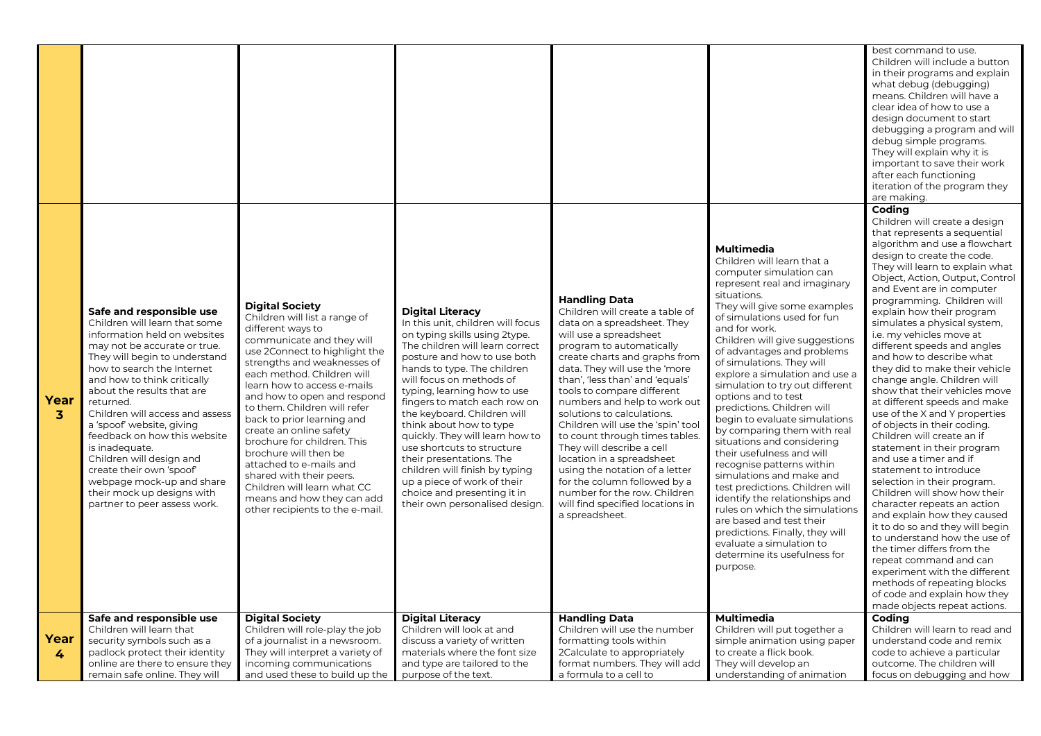| | | | | | | |
|---|---|---|---|---|---|---|
| | | | | | | best command to use. Children will include a button in their programs and explain what debug (debugging) means. Children will have a clear idea of how to use a design document to start debugging a program and will debug simple programs. They will explain why it is important to save their work after each functioning iteration of the program they are making. |
| **Year 3** | **Safe and responsible use** Children will learn that some information held on websites may not be accurate or true. They will begin to understand how to search the Internet and how to think critically about the results that are returned. Children will access and assess a 'spoof' website, giving feedback on how this website is inadequate. Children will design and create their own 'spoof' webpage mock-up and share their mock up designs with partner to peer assess work. | **Digital Society** Children will list a range of different ways to communicate and they will use 2Connect to highlight the strengths and weaknesses of each method. Children will learn how to access e-mails and how to open and respond to them. Children will refer back to prior learning and create an online safety brochure for children. This brochure will then be attached to e-mails and shared with their peers. Children will learn what CC means and how they can add other recipients to the e-mail. | **Digital Literacy** In this unit, children will focus on typing skills using 2type. The children will learn correct posture and how to use both hands to type. The children will focus on methods of typing, learning how to use fingers to match each row on the keyboard. Children will think about how to type quickly. They will learn how to use shortcuts to structure their presentations. The children will finish by typing up a piece of work of their choice and presenting it in their own personalised design. | **Handling Data** Children will create a table of data on a spreadsheet. They will use a spreadsheet program to automatically create charts and graphs from data. They will use the 'more than', 'less than' and 'equals' tools to compare different numbers and help to work out solutions to calculations. Children will use the 'spin' tool to count through times tables. They will describe a cell location in a spreadsheet using the notation of a letter for the column followed by a number for the row. Children will find specified locations in a spreadsheet. | **Multimedia** Children will learn that a computer simulation can represent real and imaginary situations. They will give some examples of simulations used for fun and for work. Children will give suggestions of advantages and problems of simulations. They will explore a simulation and use a simulation to try out different options and to test predictions. Children will begin to evaluate simulations by comparing them with real situations and considering their usefulness and will recognise patterns within simulations and make and test predictions. Children will identify the relationships and rules on which the simulations are based and test their predictions. Finally, they will evaluate a simulation to determine its usefulness for purpose. | **Coding** Children will create a design that represents a sequential algorithm and use a flowchart design to create the code. They will learn to explain what Object, Action, Output, Control and Event are in computer programming. Children will explain how their program simulates a physical system, i.e. my vehicles move at different speeds and angles and how to describe what they did to make their vehicle change angle. Children will show that their vehicles move at different speeds and make use of the X and Y properties of objects in their coding. Children will create an if statement in their program and use a timer and if statement to introduce selection in their program. Children will show how their character repeats an action and explain how they caused it to do so and they will begin to understand how the use of the timer differs from the repeat command and can experiment with the different methods of repeating blocks of code and explain how they made objects repeat actions. |
| **Year 4** | **Safe and responsible use** Children will learn that security symbols such as a padlock protect their identity online are there to ensure they remain safe online. They will | **Digital Society** Children will role-play the job of a journalist in a newsroom. They will interpret a variety of incoming communications and used these to build up the | **Digital Literacy** Children will look at and discuss a variety of written materials where the font size and type are tailored to the purpose of the text. | **Handling Data** Children will use the number formatting tools within 2Calculate to appropriately format numbers. They will add a formula to a cell to | **Multimedia** Children will put together a simple animation using paper to create a flick book. They will develop an understanding of animation | **Coding** Children will learn to read and understand code and remix code to achieve a particular outcome. The children will focus on debugging and how |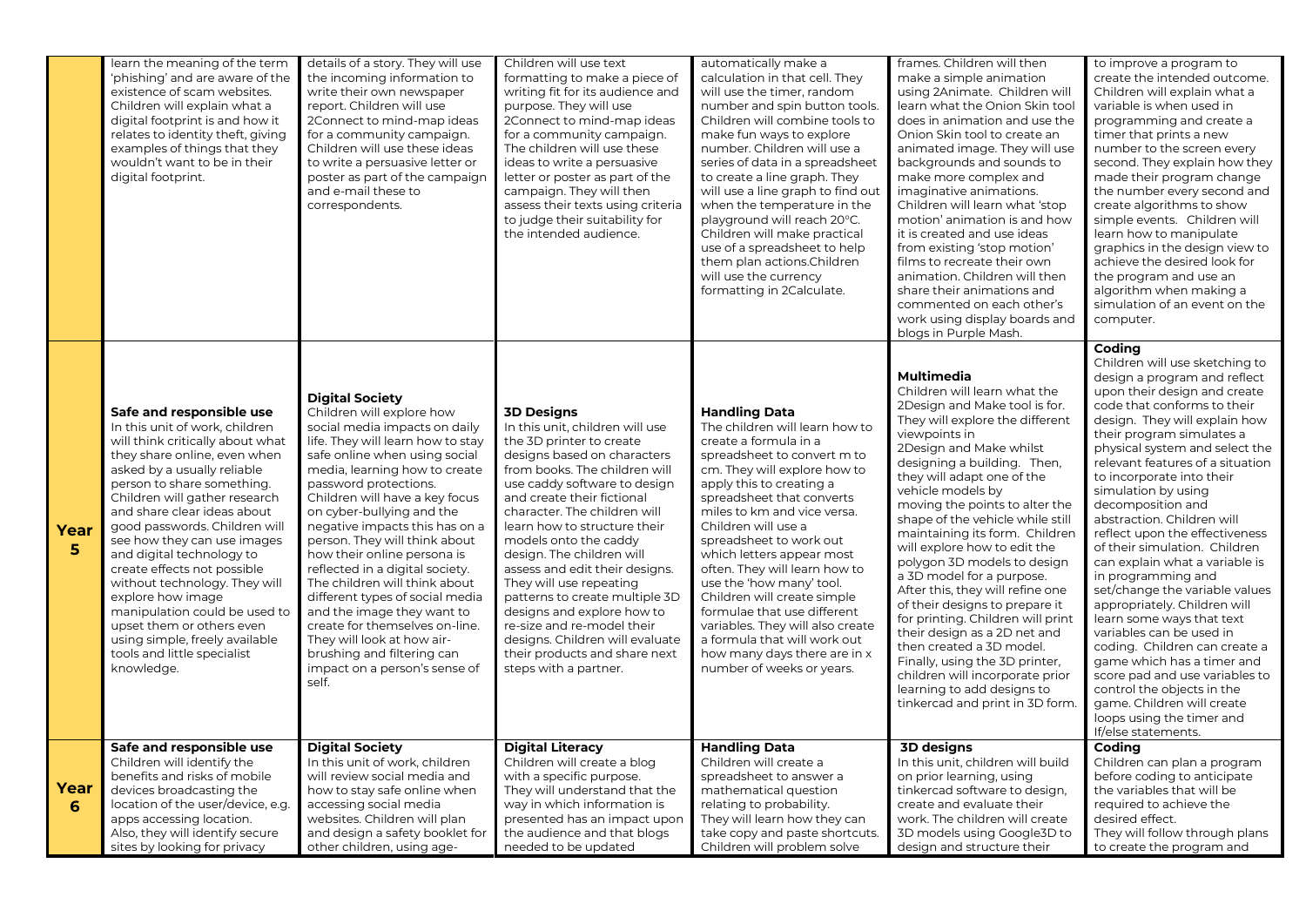| | | | | | | |
|---|---|---|---|---|---|---|
| | learn the meaning of the term 'phishing' and are aware of the existence of scam websites. Children will explain what a digital footprint is and how it relates to identity theft, giving examples of things that they wouldn't want to be in their digital footprint. | details of a story. They will use the incoming information to write their own newspaper report. Children will use 2Connect to mind-map ideas for a community campaign. Children will use these ideas to write a persuasive letter or poster as part of the campaign and e-mail these to correspondents. | Children will use text formatting to make a piece of writing fit for its audience and purpose. They will use 2Connect to mind-map ideas for a community campaign. The children will use these ideas to write a persuasive letter or poster as part of the campaign. They will then assess their texts using criteria to judge their suitability for the intended audience. | automatically make a calculation in that cell. They will use the timer, random number and spin button tools. Children will combine tools to make fun ways to explore number. Children will use a series of data in a spreadsheet to create a line graph. They will use a line graph to find out when the temperature in the playground will reach 20°C. Children will make practical use of a spreadsheet to help them plan actions.Children will use the currency formatting in 2Calculate. | frames. Children will then make a simple animation using 2Animate. Children will learn what the Onion Skin tool does in animation and use the Onion Skin tool to create an animated image. They will use backgrounds and sounds to make more complex and imaginative animations. Children will learn what 'stop motion' animation is and how it is created and use ideas from existing 'stop motion' films to recreate their own animation. Children will then share their animations and commented on each other's work using display boards and blogs in Purple Mash. | to improve a program to create the intended outcome. Children will explain what a variable is when used in programming and create a timer that prints a new number to the screen every second. They explain how they made their program change the number every second and create algorithms to show simple events. Children will learn how to manipulate graphics in the design view to achieve the desired look for the program and use an algorithm when making a simulation of an event on the computer. |
| **Year 5** | **Safe and responsible use**<br>In this unit of work, children will think critically about what they share online, even when asked by a usually reliable person to share something. Children will gather research and share clear ideas about good passwords. Children will see how they can use images and digital technology to create effects not possible without technology. They will explore how image manipulation could be used to upset them or others even using simple, freely available tools and little specialist knowledge. | **Digital Society**<br>Children will explore how social media impacts on daily life. They will learn how to stay safe online when using social media, learning how to create password protections. Children will have a key focus on cyber-bullying and the negative impacts this has on a person. They will think about how their online persona is reflected in a digital society. The children will think about different types of social media and the image they want to create for themselves on-line. They will look at how air-brushing and filtering can impact on a person's sense of self. | **3D Designs**<br>In this unit, children will use the 3D printer to create designs based on characters from books. The children will use caddy software to design and create their fictional character. The children will learn how to structure their models onto the caddy design. The children will assess and edit their designs. They will use repeating patterns to create multiple 3D designs and explore how to re-size and re-model their designs. Children will evaluate their products and share next steps with a partner. | **Handling Data**<br>The children will learn how to create a formula in a spreadsheet to convert m to cm. They will explore how to apply this to creating a spreadsheet that converts miles to km and vice versa. Children will use a spreadsheet to work out which letters appear most often. They will learn how to use the 'how many' tool. Children will create simple formulae that use different variables. They will also create a formula that will work out how many days there are in x number of weeks or years. | **Multimedia**<br>Children will learn what the 2Design and Make tool is for. They will explore the different viewpoints in 2Design and Make whilst designing a building. Then, they will adapt one of the vehicle models by moving the points to alter the shape of the vehicle while still maintaining its form. Children will explore how to edit the polygon 3D models to design a 3D model for a purpose. After this, they will refine one of their designs to prepare it for printing. Children will print their design as a 2D net and then created a 3D model. Finally, using the 3D printer, children will incorporate prior learning to add designs to tinkercad and print in 3D form. | **Coding**<br>Children will use sketching to design a program and reflect upon their design and create code that conforms to their design. They will explain how their program simulates a physical system and select the relevant features of a situation to incorporate into their simulation by using decomposition and abstraction. Children will reflect upon the effectiveness of their simulation. Children can explain what a variable is in programming and set/change the variable values appropriately. Children will learn some ways that text variables can be used in coding. Children can create a game which has a timer and score pad and use variables to control the objects in the game. Children will create loops using the timer and If/else statements. |
| **Year 6** | **Safe and responsible use**<br>Children will identify the benefits and risks of mobile devices broadcasting the location of the user/device, e.g. apps accessing location. Also, they will identify secure sites by looking for privacy | **Digital Society**<br>In this unit of work, children will review social media and how to stay safe online when accessing social media websites. Children will plan and design a safety booklet for other children, using age- | **Digital Literacy**<br>Children will create a blog with a specific purpose. They will understand that the way in which information is presented has an impact upon the audience and that blogs needed to be updated | **Handling Data**<br>Children will create a spreadsheet to answer a mathematical question relating to probability. They will learn how they can take copy and paste shortcuts. Children will problem solve | **3D designs**<br>In this unit, children will build on prior learning, using tinkercad software to design, create and evaluate their work. The children will create 3D models using Google3D to design and structure their | **Coding**<br>Children can plan a program before coding to anticipate the variables that will be required to achieve the desired effect. They will follow through plans to create the program and |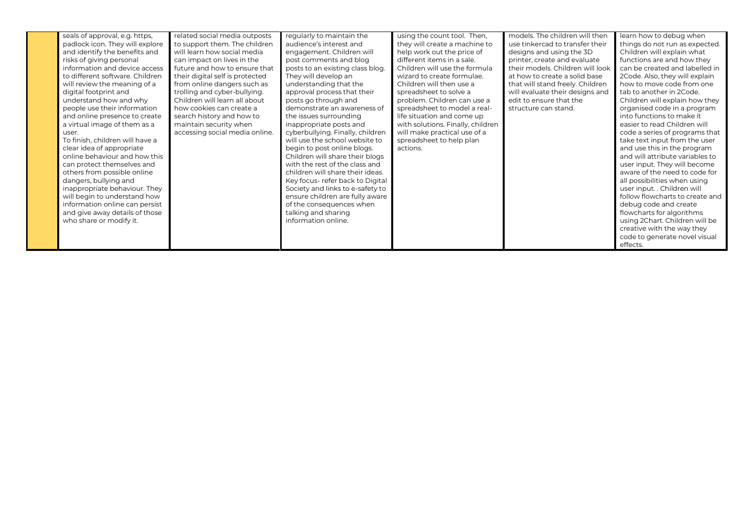| | | | | | | |
|---|---|---|---|---|---|---|
| | seals of approval, e.g. https, padlock icon. They will explore and identify the benefits and risks of giving personal information and device access to different software. Children will review the meaning of a digital footprint and understand how and why people use their information and online presence to create a virtual image of them as a user.<br>To finish, children will have a clear idea of appropriate online behaviour and how this can protect themselves and others from possible online dangers, bullying and inappropriate behaviour. They will begin to understand how information online can persist and give away details of those who share or modify it. | related social media outposts to support them. The children will learn how social media can impact on lives in the future and how to ensure that their digital self is protected from online dangers such as trolling and cyber-bullying. Children will learn all about how cookies can create a search history and how to maintain security when accessing social media online. | regularly to maintain the audience's interest and engagement. Children will post comments and blog posts to an existing class blog. They will develop an understanding that the approval process that their posts go through and demonstrate an awareness of the issues surrounding inappropriate posts and cyberbullying. Finally, children will use the school website to begin to post online blogs. Children will share their blogs with the rest of the class and children will share their ideas. Key focus- refer back to Digital Society and links to e-safety to ensure children are fully aware of the consequences when talking and sharing information online. | using the count tool. Then, they will create a machine to help work out the price of different items in a sale. Children will use the formula wizard to create formulae. Children will then use a spreadsheet to solve a problem. Children can use a spreadsheet to model a real-life situation and come up with solutions. Finally, children will make practical use of a spreadsheet to help plan actions. | models. The children will then use tinkercad to transfer their designs and using the 3D printer, create and evaluate their models. Children will look at how to create a solid base that will stand freely. Children will evaluate their designs and edit to ensure that the structure can stand. | learn how to debug when things do not run as expected. Children will explain what functions are and how they can be created and labelled in 2Code. Also, they will explain how to move code from one tab to another in 2Code. Children will explain how they organised code in a program into functions to make it easier to read Children will code a series of programs that take text input from the user and use this in the program and will attribute variables to user input. They will become aware of the need to code for all possibilities when using user input. . Children will follow flowcharts to create and debug code and create flowcharts for algorithms using 2Chart. Children will be creative with the way they code to generate novel visual effects. |